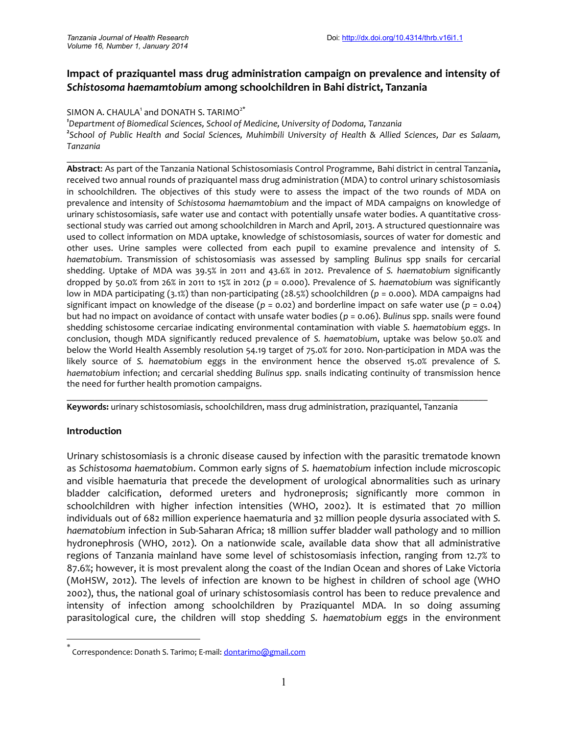# Impact of praziquantel mass drug administration campaign on prevalence and intensity of *Schistosoma haemamtobium* among schoolchildren in Bahi district, Tanzania

SIMON A. CHAULA[1] and DONATH S. TARIMO[2*]

[1]*Department of Biomedical Sciences, School of Medicine, University of Dodoma, Tanzania*

[2]*School of Public Health and Social Sciences, Muhimbili University of Health & Allied Sciences, Dar es Salaam, Tanzania*

---

**Abstract**: As part of the Tanzania National Schistosomiasis Control Programme, Bahi district in central Tanzania**,** received two annual rounds of praziquantel mass drug administration (MDA) to control urinary schistosomiasis in schoolchildren. The objectives of this study were to assess the impact of the two rounds of MDA on prevalence and intensity of *Schistosoma haemamtobium* and the impact of MDA campaigns on knowledge of urinary schistosomiasis, safe water use and contact with potentially unsafe water bodies. A quantitative cross-sectional study was carried out among schoolchildren in March and April, 2013. A structured questionnaire was used to collect information on MDA uptake, knowledge of schistosomiasis, sources of water for domestic and other uses. Urine samples were collected from each pupil to examine prevalence and intensity of *S. haematobium*. Transmission of schistosomiasis was assessed by sampling *Bulinus* spp snails for cercarial shedding. Uptake of MDA was 39.5% in 2011 and 43.6% in 2012. Prevalence of *S. haematobium* significantly dropped by 50.0% from 26% in 2011 to 15% in 2012 ($p$ = 0.000). Prevalence of *S. haematobium* was significantly low in MDA participating (3.1%) than non-participating (28.5%) schoolchildren ($p$ = 0.000). MDA campaigns had significant impact on knowledge of the disease ($p$ = 0.02) and borderline impact on safe water use ($p$ = 0.04) but had no impact on avoidance of contact with unsafe water bodies ($p$ = 0.06). *Bulinus* spp. snails were found shedding schistosome cercariae indicating environmental contamination with viable *S. haematobium* eggs. In conclusion, though MDA significantly reduced prevalence of *S. haematobium*, uptake was below 50.0% and below the World Health Assembly resolution 54.19 target of 75.0% for 2010. Non-participation in MDA was the likely source of *S. haematobium* eggs in the environment hence the observed 15.0% prevalence of *S. haematobium* infection; and cercarial shedding *Bulinus spp.* snails indicating continuity of transmission hence the need for further health promotion campaigns.

---

**Keywords:** urinary schistosomiasis, schoolchildren, mass drug administration, praziquantel, Tanzania

## Introduction

Urinary schistosomiasis is a chronic disease caused by infection with the parasitic trematode known as *Schistosoma haematobium*. Common early signs of *S. haematobium* infection include microscopic and visible haematuria that precede the development of urological abnormalities such as urinary bladder calcification, deformed ureters and hydroneprosis; significantly more common in schoolchildren with higher infection intensities (WHO, 2002). It is estimated that 70 million individuals out of 682 million experience haematuria and 32 million people dysuria associated with *S. haematobium* infection in Sub-Saharan Africa; 18 million suffer bladder wall pathology and 10 million hydronephrosis (WHO, 2012). On a nationwide scale, available data show that all administrative regions of Tanzania mainland have some level of schistosomiasis infection, ranging from 12.7% to 87.6%; however, it is most prevalent along the coast of the Indian Ocean and shores of Lake Victoria (MoHSW, 2012). The levels of infection are known to be highest in children of school age (WHO 2002), thus, the national goal of urinary schistosomiasis control has been to reduce prevalence and intensity of infection among schoolchildren by Praziquantel MDA. In so doing assuming parasitological cure, the children will stop shedding *S. haematobium* eggs in the environment

---

* Correspondence: Donath S. Tarimo; E-mail: dontarimo@gmail.com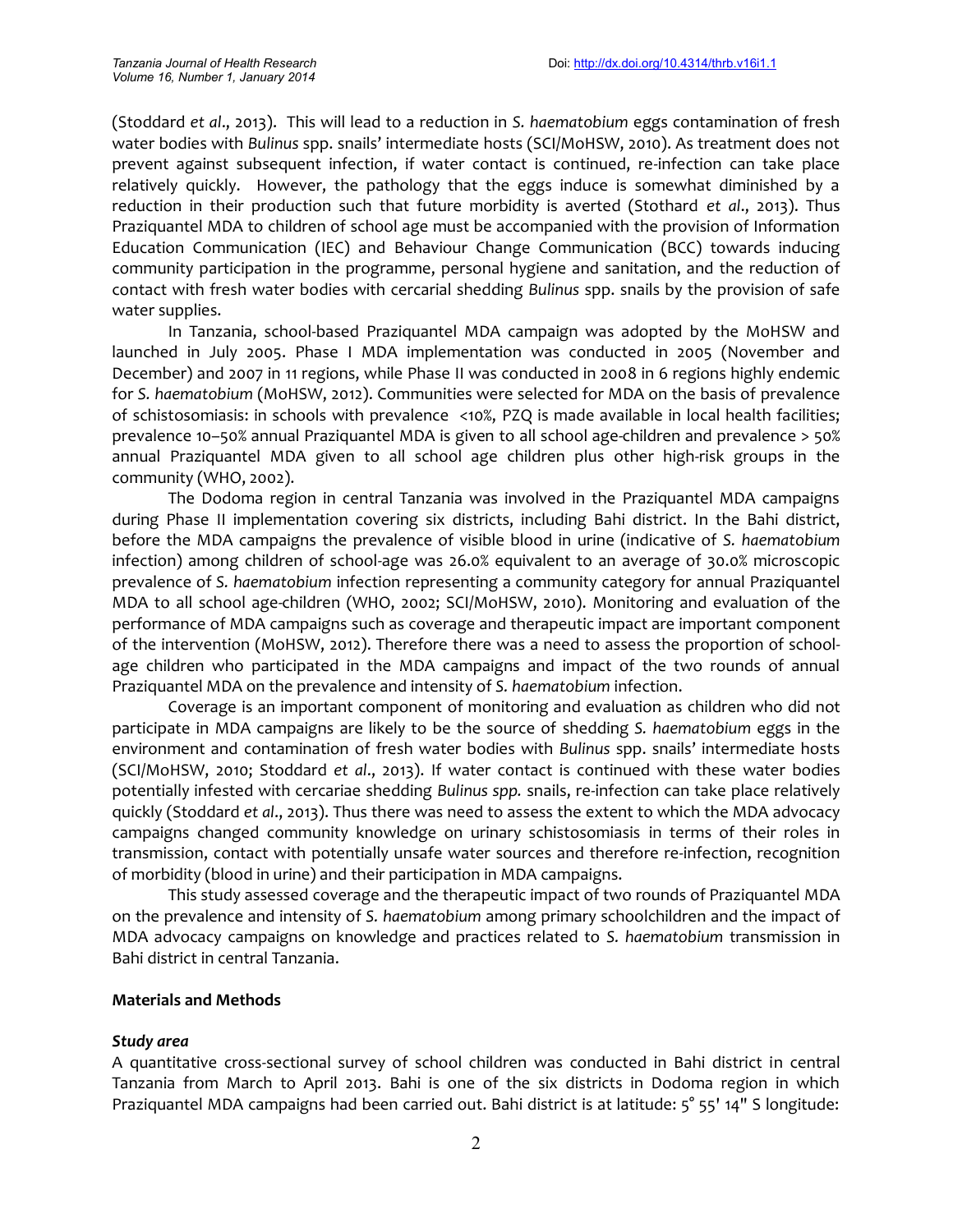(Stoddard *et al*., 2013). This will lead to a reduction in *S. haematobium* eggs contamination of fresh water bodies with *Bulinus* spp. snails' intermediate hosts (SCI/MoHSW, 2010). As treatment does not prevent against subsequent infection, if water contact is continued, re-infection can take place relatively quickly. However, the pathology that the eggs induce is somewhat diminished by a reduction in their production such that future morbidity is averted (Stothard *et al*., 2013). Thus Praziquantel MDA to children of school age must be accompanied with the provision of Information Education Communication (IEC) and Behaviour Change Communication (BCC) towards inducing community participation in the programme, personal hygiene and sanitation, and the reduction of contact with fresh water bodies with cercarial shedding *Bulinus* spp. snails by the provision of safe water supplies.

In Tanzania, school-based Praziquantel MDA campaign was adopted by the MoHSW and launched in July 2005. Phase I MDA implementation was conducted in 2005 (November and December) and 2007 in 11 regions, while Phase II was conducted in 2008 in 6 regions highly endemic for *S. haematobium* (MoHSW, 2012). Communities were selected for MDA on the basis of prevalence of schistosomiasis: in schools with prevalence <10%, PZQ is made available in local health facilities; prevalence 10–50% annual Praziquantel MDA is given to all school age-children and prevalence > 50% annual Praziquantel MDA given to all school age children plus other high-risk groups in the community (WHO, 2002).

The Dodoma region in central Tanzania was involved in the Praziquantel MDA campaigns during Phase II implementation covering six districts, including Bahi district. In the Bahi district, before the MDA campaigns the prevalence of visible blood in urine (indicative of *S. haematobium* infection) among children of school-age was 26.0% equivalent to an average of 30.0% microscopic prevalence of *S. haematobium* infection representing a community category for annual Praziquantel MDA to all school age-children (WHO, 2002; SCI/MoHSW, 2010). Monitoring and evaluation of the performance of MDA campaigns such as coverage and therapeutic impact are important component of the intervention (MoHSW, 2012). Therefore there was a need to assess the proportion of school-age children who participated in the MDA campaigns and impact of the two rounds of annual Praziquantel MDA on the prevalence and intensity of *S. haematobium* infection.

Coverage is an important component of monitoring and evaluation as children who did not participate in MDA campaigns are likely to be the source of shedding *S. haematobium* eggs in the environment and contamination of fresh water bodies with *Bulinus* spp. snails' intermediate hosts (SCI/MoHSW, 2010; Stoddard *et al*., 2013). If water contact is continued with these water bodies potentially infested with cercariae shedding *Bulinus spp.* snails, re-infection can take place relatively quickly (Stoddard *et al*., 2013). Thus there was need to assess the extent to which the MDA advocacy campaigns changed community knowledge on urinary schistosomiasis in terms of their roles in transmission, contact with potentially unsafe water sources and therefore re-infection, recognition of morbidity (blood in urine) and their participation in MDA campaigns.

This study assessed coverage and the therapeutic impact of two rounds of Praziquantel MDA on the prevalence and intensity of *S. haematobium* among primary schoolchildren and the impact of MDA advocacy campaigns on knowledge and practices related to *S. haematobium* transmission in Bahi district in central Tanzania.

## Materials and Methods

### Study area

A quantitative cross-sectional survey of school children was conducted in Bahi district in central Tanzania from March to April 2013. Bahi is one of the six districts in Dodoma region in which Praziquantel MDA campaigns had been carried out. Bahi district is at latitude: 5° 55' 14" S longitude: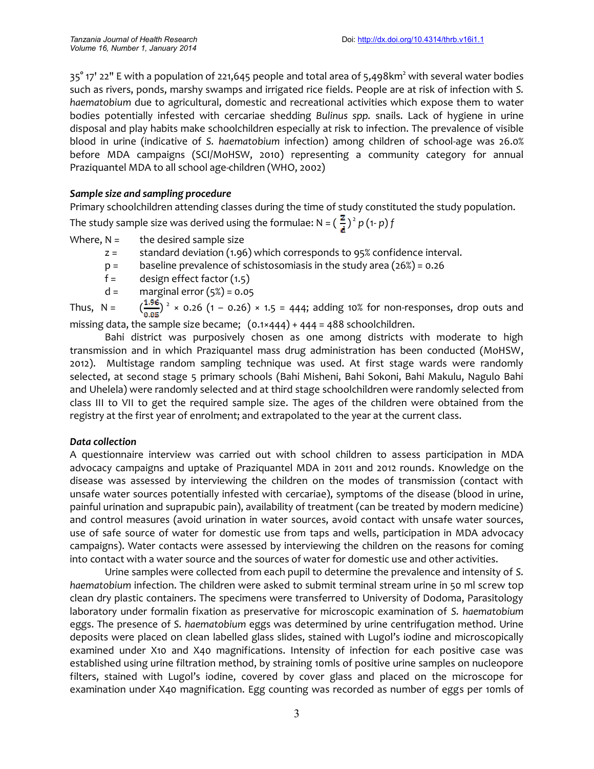35° 17' 22" E with a population of 221,645 people and total area of 5,498km$^2$ with several water bodies such as rivers, ponds, marshy swamps and irrigated rice fields. People are at risk of infection with *S. haematobium* due to agricultural, domestic and recreational activities which expose them to water bodies potentially infested with cercariae shedding *Bulinus spp.* snails. Lack of hygiene in urine disposal and play habits make schoolchildren especially at risk to infection. The prevalence of visible blood in urine (indicative of *S. haematobium* infection) among children of school-age was 26.0% before MDA campaigns (SCI/MoHSW, 2010) representing a community category for annual Praziquantel MDA to all school age-children (WHO, 2002)

### *Sample size and sampling procedure*

Primary schoolchildren attending classes during the time of study constituted the study population. The study sample size was derived using the formulae: $N = \left(\frac{z}{d}\right)^2 p\,(1-p)\,f$

Where, N = the desired sample size

- z = standard deviation (1.96) which corresponds to 95% confidence interval.
- p = baseline prevalence of schistosomiasis in the study area (26%) = 0.26
- f = design effect factor (1.5)
- d = marginal error (5%) = 0.05

Thus, $N = \left(\frac{1.96}{0.05}\right)^2 \times 0.26\,(1 - 0.26) \times 1.5 = 444$; adding 10% for non-responses, drop outs and missing data, the sample size became; $(0.1 \times 444) + 444 = 488$ schoolchildren.

Bahi district was purposively chosen as one among districts with moderate to high transmission and in which Praziquantel mass drug administration has been conducted (MoHSW, 2012). Multistage random sampling technique was used. At first stage wards were randomly selected, at second stage 5 primary schools (Bahi Misheni, Bahi Sokoni, Bahi Makulu, Nagulo Bahi and Uhelela) were randomly selected and at third stage schoolchildren were randomly selected from class III to VII to get the required sample size. The ages of the children were obtained from the registry at the first year of enrolment; and extrapolated to the year at the current class.

### *Data collection*

A questionnaire interview was carried out with school children to assess participation in MDA advocacy campaigns and uptake of Praziquantel MDA in 2011 and 2012 rounds. Knowledge on the disease was assessed by interviewing the children on the modes of transmission (contact with unsafe water sources potentially infested with cercariae), symptoms of the disease (blood in urine, painful urination and suprapubic pain), availability of treatment (can be treated by modern medicine) and control measures (avoid urination in water sources, avoid contact with unsafe water sources, use of safe source of water for domestic use from taps and wells, participation in MDA advocacy campaigns). Water contacts were assessed by interviewing the children on the reasons for coming into contact with a water source and the sources of water for domestic use and other activities.

Urine samples were collected from each pupil to determine the prevalence and intensity of *S. haematobium* infection. The children were asked to submit terminal stream urine in 50 ml screw top clean dry plastic containers. The specimens were transferred to University of Dodoma, Parasitology laboratory under formalin fixation as preservative for microscopic examination of *S. haematobium* eggs. The presence of *S. haematobium* eggs was determined by urine centrifugation method. Urine deposits were placed on clean labelled glass slides, stained with Lugol's iodine and microscopically examined under X10 and X40 magnifications. Intensity of infection for each positive case was established using urine filtration method, by straining 10mls of positive urine samples on nucleopore filters, stained with Lugol's iodine, covered by cover glass and placed on the microscope for examination under X40 magnification. Egg counting was recorded as number of eggs per 10mls of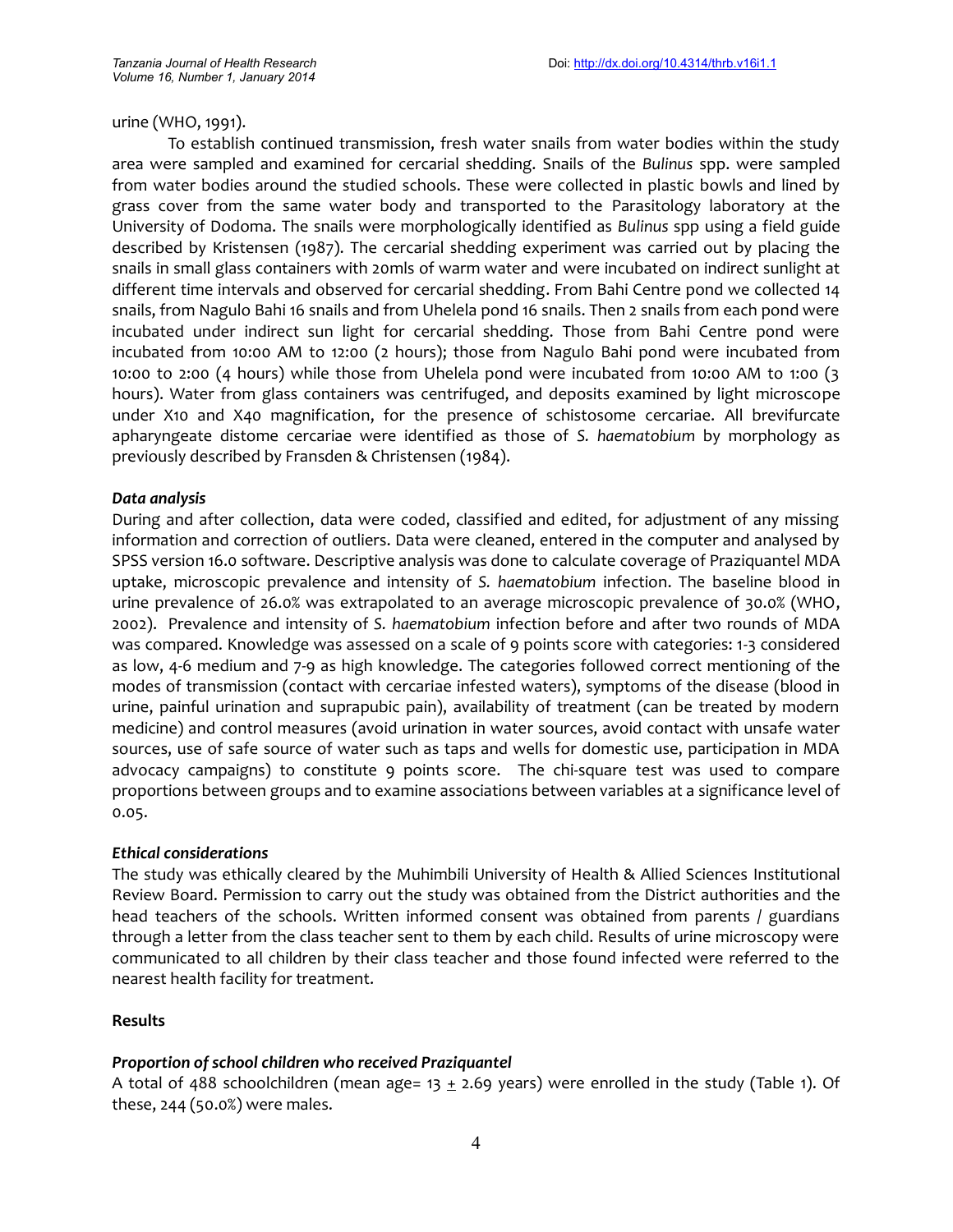urine (WHO, 1991).

To establish continued transmission, fresh water snails from water bodies within the study area were sampled and examined for cercarial shedding. Snails of the *Bulinus* spp. were sampled from water bodies around the studied schools. These were collected in plastic bowls and lined by grass cover from the same water body and transported to the Parasitology laboratory at the University of Dodoma. The snails were morphologically identified as *Bulinus* spp using a field guide described by Kristensen (1987). The cercarial shedding experiment was carried out by placing the snails in small glass containers with 20mls of warm water and were incubated on indirect sunlight at different time intervals and observed for cercarial shedding. From Bahi Centre pond we collected 14 snails, from Nagulo Bahi 16 snails and from Uhelela pond 16 snails. Then 2 snails from each pond were incubated under indirect sun light for cercarial shedding. Those from Bahi Centre pond were incubated from 10:00 AM to 12:00 (2 hours); those from Nagulo Bahi pond were incubated from 10:00 to 2:00 (4 hours) while those from Uhelela pond were incubated from 10:00 AM to 1:00 (3 hours). Water from glass containers was centrifuged, and deposits examined by light microscope under X10 and X40 magnification, for the presence of schistosome cercariae. All brevifurcate apharyngeate distome cercariae were identified as those of *S. haematobium* by morphology as previously described by Fransden & Christensen (1984).

### *Data analysis*

During and after collection, data were coded, classified and edited, for adjustment of any missing information and correction of outliers. Data were cleaned, entered in the computer and analysed by SPSS version 16.0 software. Descriptive analysis was done to calculate coverage of Praziquantel MDA uptake, microscopic prevalence and intensity of *S. haematobium* infection. The baseline blood in urine prevalence of 26.0% was extrapolated to an average microscopic prevalence of 30.0% (WHO, 2002). Prevalence and intensity of *S. haematobium* infection before and after two rounds of MDA was compared. Knowledge was assessed on a scale of 9 points score with categories: 1-3 considered as low, 4-6 medium and 7-9 as high knowledge. The categories followed correct mentioning of the modes of transmission (contact with cercariae infested waters), symptoms of the disease (blood in urine, painful urination and suprapubic pain), availability of treatment (can be treated by modern medicine) and control measures (avoid urination in water sources, avoid contact with unsafe water sources, use of safe source of water such as taps and wells for domestic use, participation in MDA advocacy campaigns) to constitute 9 points score. The chi-square test was used to compare proportions between groups and to examine associations between variables at a significance level of 0.05.

### *Ethical considerations*

The study was ethically cleared by the Muhimbili University of Health & Allied Sciences Institutional Review Board. Permission to carry out the study was obtained from the District authorities and the head teachers of the schools. Written informed consent was obtained from parents / guardians through a letter from the class teacher sent to them by each child. Results of urine microscopy were communicated to all children by their class teacher and those found infected were referred to the nearest health facility for treatment.

## Results

### *Proportion of school children who received Praziquantel*

A total of 488 schoolchildren (mean age= 13 $\pm$ 2.69 years) were enrolled in the study (Table 1). Of these, 244 (50.0%) were males.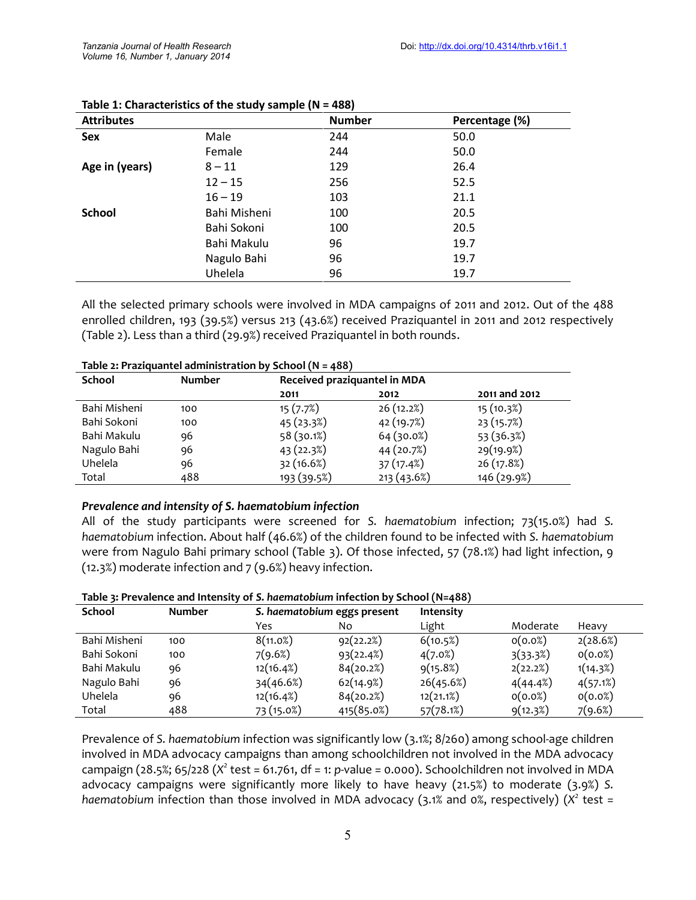**Table 1: Characteristics of the study sample (N = 488)**

| Attributes | | Number | Percentage (%) |
|---|---|---|---|
| **Sex** | Male | 244 | 50.0 |
| | Female | 244 | 50.0 |
| **Age in (years)** | 8 – 11 | 129 | 26.4 |
| | 12 – 15 | 256 | 52.5 |
| | 16 – 19 | 103 | 21.1 |
| **School** | Bahi Misheni | 100 | 20.5 |
| | Bahi Sokoni | 100 | 20.5 |
| | Bahi Makulu | 96 | 19.7 |
| | Nagulo Bahi | 96 | 19.7 |
| | Uhelela | 96 | 19.7 |

All the selected primary schools were involved in MDA campaigns of 2011 and 2012. Out of the 488 enrolled children, 193 (39.5%) versus 213 (43.6%) received Praziquantel in 2011 and 2012 respectively (Table 2). Less than a third (29.9%) received Praziquantel in both rounds.

**Table 2: Praziquantel administration by School (N = 488)**

| School | Number | Received praziquantel in MDA | | |
|---|---|---|---|---|
| | | **2011** | **2012** | **2011 and 2012** |
| Bahi Misheni | 100 | 15 (7.7%) | 26 (12.2%) | 15 (10.3%) |
| Bahi Sokoni | 100 | 45 (23.3%) | 42 (19.7%) | 23 (15.7%) |
| Bahi Makulu | 96 | 58 (30.1%) | 64 (30.0%) | 53 (36.3%) |
| Nagulo Bahi | 96 | 43 (22.3%) | 44 (20.7%) | 29(19.9%) |
| Uhelela | 96 | 32 (16.6%) | 37 (17.4%) | 26 (17.8%) |
| Total | 488 | 193 (39.5%) | 213 (43.6%) | 146 (29.9%) |

### *Prevalence and intensity of S. haematobium infection*

All of the study participants were screened for *S. haematobium* infection; 73(15.0%) had *S. haematobium* infection. About half (46.6%) of the children found to be infected with *S. haematobium* were from Nagulo Bahi primary school (Table 3). Of those infected, 57 (78.1%) had light infection, 9 (12.3%) moderate infection and 7 (9.6%) heavy infection.

**Table 3: Prevalence and Intensity of *S. haematobium* infection by School (N=488)**

| School | Number | *S. haematobium* eggs present | | Intensity | | |
|---|---|---|---|---|---|---|
| | | Yes | No | Light | Moderate | Heavy |
| Bahi Misheni | 100 | 8(11.0%) | 92(22.2%) | 6(10.5%) | 0(0.0%) | 2(28.6%) |
| Bahi Sokoni | 100 | 7(9.6%) | 93(22.4%) | 4(7.0%) | 3(33.3%) | 0(0.0%) |
| Bahi Makulu | 96 | 12(16.4%) | 84(20.2%) | 9(15.8%) | 2(22.2%) | 1(14.3%) |
| Nagulo Bahi | 96 | 34(46.6%) | 62(14.9%) | 26(45.6%) | 4(44.4%) | 4(57.1%) |
| Uhelela | 96 | 12(16.4%) | 84(20.2%) | 12(21.1%) | 0(0.0%) | 0(0.0%) |
| Total | 488 | 73 (15.0%) | 415(85.0%) | 57(78.1%) | 9(12.3%) | 7(9.6%) |

Prevalence of *S. haematobium* infection was significantly low (3.1%; 8/260) among school-age children involved in MDA advocacy campaigns than among schoolchildren not involved in the MDA advocacy campaign (28.5%; 65/228 ($X^2$ test = 61.761, df = 1: *p*-value = 0.000). Schoolchildren not involved in MDA advocacy campaigns were significantly more likely to have heavy (21.5%) to moderate (3.9%) *S. haematobium* infection than those involved in MDA advocacy (3.1% and 0%, respectively) ($X^2$ test =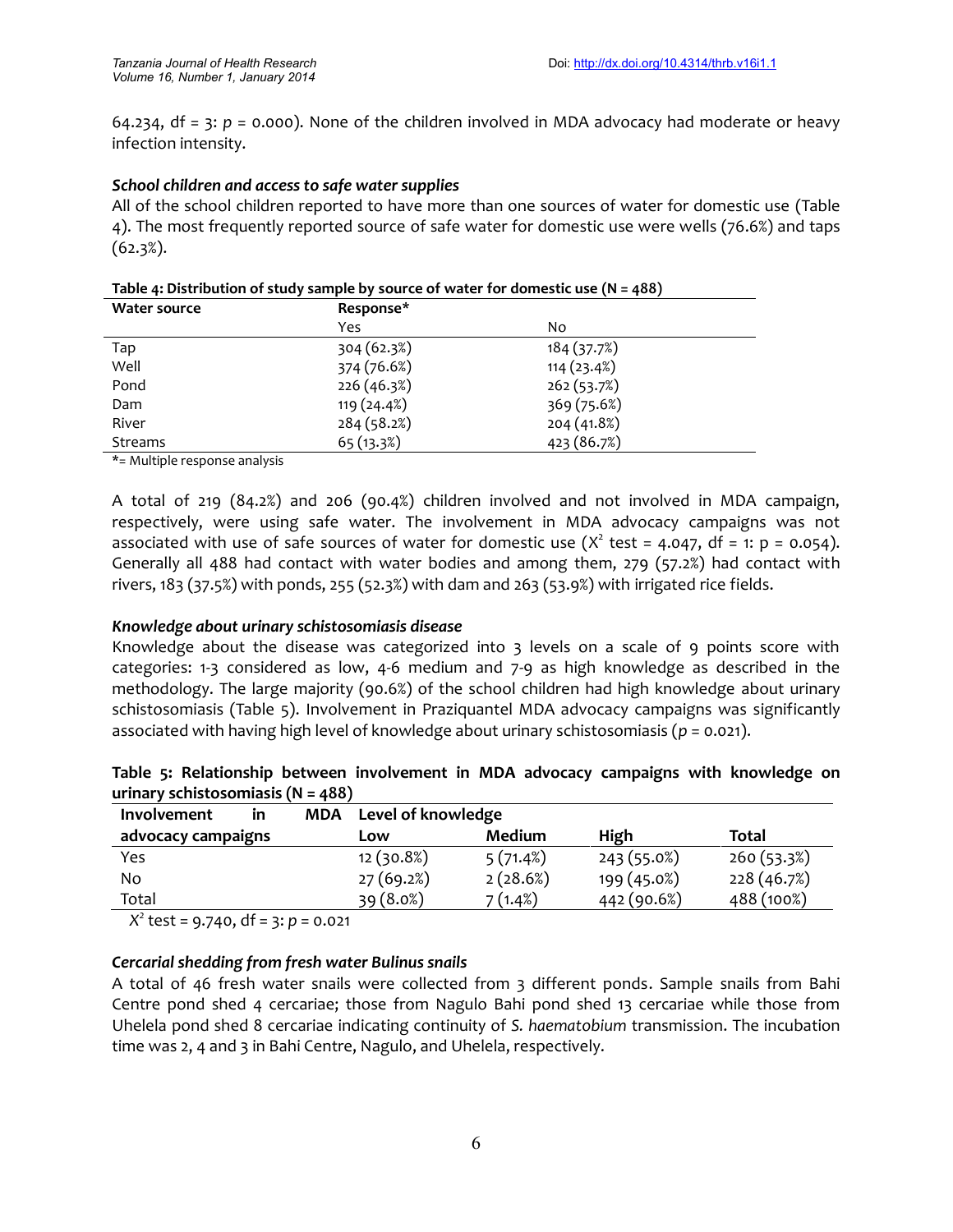64.234, df = 3: *p* = 0.000). None of the children involved in MDA advocacy had moderate or heavy infection intensity.

### *School children and access to safe water supplies*

All of the school children reported to have more than one sources of water for domestic use (Table 4). The most frequently reported source of safe water for domestic use were wells (76.6%) and taps (62.3%).

**Table 4: Distribution of study sample by source of water for domestic use (N = 488)**

| Water source | Response* | |
|---|---|---|
| | Yes | No |
| Tap | 304 (62.3%) | 184 (37.7%) |
| Well | 374 (76.6%) | 114 (23.4%) |
| Pond | 226 (46.3%) | 262 (53.7%) |
| Dam | 119 (24.4%) | 369 (75.6%) |
| River | 284 (58.2%) | 204 (41.8%) |
| Streams | 65 (13.3%) | 423 (86.7%) |

*= Multiple response analysis

A total of 219 (84.2%) and 206 (90.4%) children involved and not involved in MDA campaign, respectively, were using safe water. The involvement in MDA advocacy campaigns was not associated with use of safe sources of water for domestic use ($X^2$ test = 4.047, df = 1: p = 0.054). Generally all 488 had contact with water bodies and among them, 279 (57.2%) had contact with rivers, 183 (37.5%) with ponds, 255 (52.3%) with dam and 263 (53.9%) with irrigated rice fields.

### *Knowledge about urinary schistosomiasis disease*

Knowledge about the disease was categorized into 3 levels on a scale of 9 points score with categories: 1-3 considered as low, 4-6 medium and 7-9 as high knowledge as described in the methodology. The large majority (90.6%) of the school children had high knowledge about urinary schistosomiasis (Table 5). Involvement in Praziquantel MDA advocacy campaigns was significantly associated with having high level of knowledge about urinary schistosomiasis (*p* = 0.021).

**Table 5: Relationship between involvement in MDA advocacy campaigns with knowledge on urinary schistosomiasis (N = 488)**

| Involvement in MDA advocacy campaigns | Level of knowledge | | | |
|---|---|---|---|---|
| | Low | Medium | High | Total |
| Yes | 12 (30.8%) | 5 (71.4%) | 243 (55.0%) | 260 (53.3%) |
| No | 27 (69.2%) | 2 (28.6%) | 199 (45.0%) | 228 (46.7%) |
| Total | 39 (8.0%) | 7 (1.4%) | 442 (90.6%) | 488 (100%) |

$X^2$ test = 9.740, df = 3: *p* = 0.021

### *Cercarial shedding from fresh water Bulinus snails*

A total of 46 fresh water snails were collected from 3 different ponds. Sample snails from Bahi Centre pond shed 4 cercariae; those from Nagulo Bahi pond shed 13 cercariae while those from Uhelela pond shed 8 cercariae indicating continuity of *S. haematobium* transmission. The incubation time was 2, 4 and 3 in Bahi Centre, Nagulo, and Uhelela, respectively.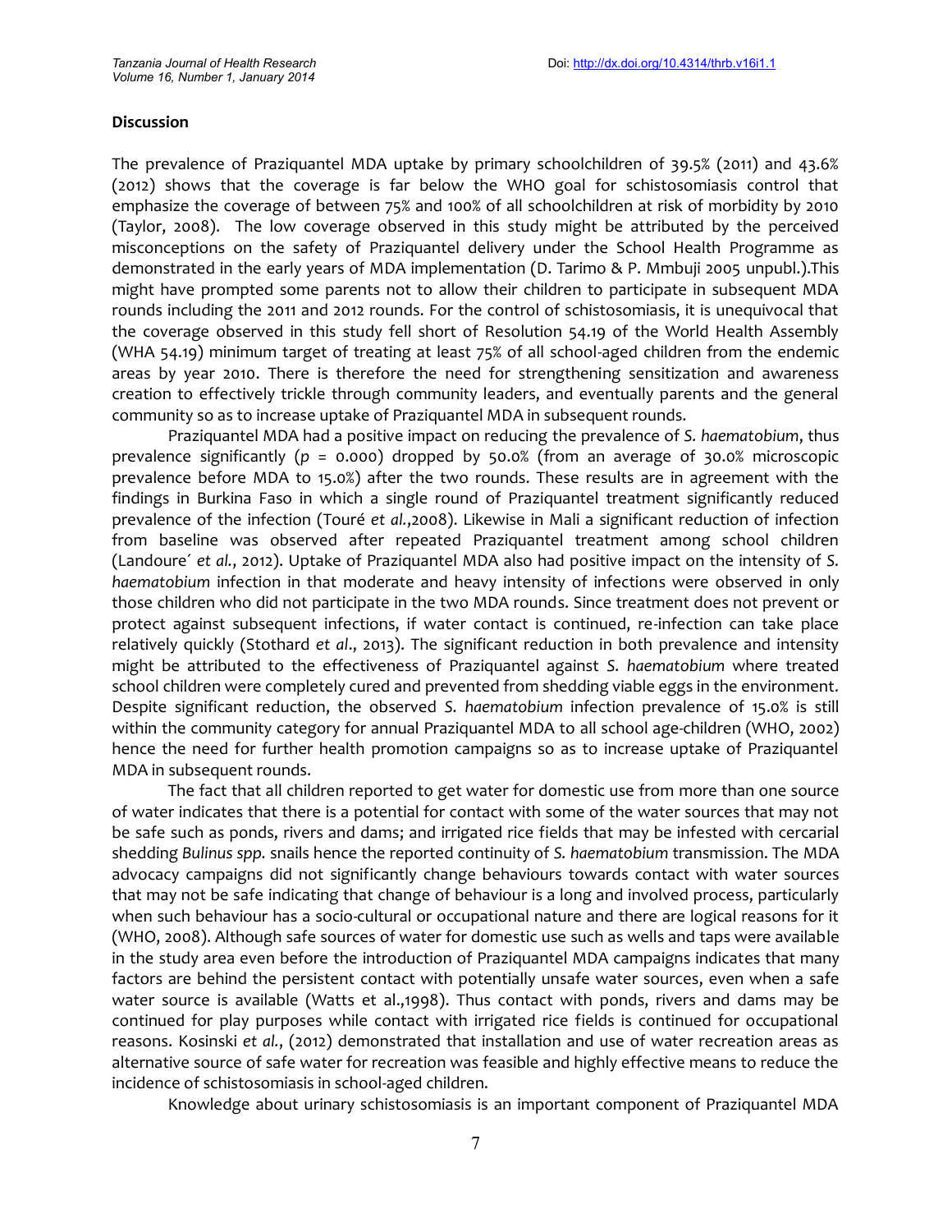**Discussion**

The prevalence of Praziquantel MDA uptake by primary schoolchildren of 39.5% (2011) and 43.6% (2012) shows that the coverage is far below the WHO goal for schistosomiasis control that emphasize the coverage of between 75% and 100% of all schoolchildren at risk of morbidity by 2010 (Taylor, 2008). The low coverage observed in this study might be attributed by the perceived misconceptions on the safety of Praziquantel delivery under the School Health Programme as demonstrated in the early years of MDA implementation (D. Tarimo & P. Mmbuji 2005 unpubl.).This might have prompted some parents not to allow their children to participate in subsequent MDA rounds including the 2011 and 2012 rounds. For the control of schistosomiasis, it is unequivocal that the coverage observed in this study fell short of Resolution 54.19 of the World Health Assembly (WHA 54.19) minimum target of treating at least 75% of all school-aged children from the endemic areas by year 2010. There is therefore the need for strengthening sensitization and awareness creation to effectively trickle through community leaders, and eventually parents and the general community so as to increase uptake of Praziquantel MDA in subsequent rounds.

Praziquantel MDA had a positive impact on reducing the prevalence of *S. haematobium*, thus prevalence significantly ($p$ = 0.000) dropped by 50.0% (from an average of 30.0% microscopic prevalence before MDA to 15.0%) after the two rounds. These results are in agreement with the findings in Burkina Faso in which a single round of Praziquantel treatment significantly reduced prevalence of the infection (Touré *et al.*,2008). Likewise in Mali a significant reduction of infection from baseline was observed after repeated Praziquantel treatment among school children (Landoure´ *et al.*, 2012). Uptake of Praziquantel MDA also had positive impact on the intensity of *S. haematobium* infection in that moderate and heavy intensity of infections were observed in only those children who did not participate in the two MDA rounds. Since treatment does not prevent or protect against subsequent infections, if water contact is continued, re-infection can take place relatively quickly (Stothard *et al*., 2013). The significant reduction in both prevalence and intensity might be attributed to the effectiveness of Praziquantel against *S. haematobium* where treated school children were completely cured and prevented from shedding viable eggs in the environment. Despite significant reduction, the observed *S. haematobium* infection prevalence of 15.0% is still within the community category for annual Praziquantel MDA to all school age-children (WHO, 2002) hence the need for further health promotion campaigns so as to increase uptake of Praziquantel MDA in subsequent rounds.

The fact that all children reported to get water for domestic use from more than one source of water indicates that there is a potential for contact with some of the water sources that may not be safe such as ponds, rivers and dams; and irrigated rice fields that may be infested with cercarial shedding *Bulinus spp.* snails hence the reported continuity of *S. haematobium* transmission. The MDA advocacy campaigns did not significantly change behaviours towards contact with water sources that may not be safe indicating that change of behaviour is a long and involved process, particularly when such behaviour has a socio-cultural or occupational nature and there are logical reasons for it (WHO, 2008). Although safe sources of water for domestic use such as wells and taps were available in the study area even before the introduction of Praziquantel MDA campaigns indicates that many factors are behind the persistent contact with potentially unsafe water sources, even when a safe water source is available (Watts et al.,1998). Thus contact with ponds, rivers and dams may be continued for play purposes while contact with irrigated rice fields is continued for occupational reasons. Kosinski *et al.*, (2012) demonstrated that installation and use of water recreation areas as alternative source of safe water for recreation was feasible and highly effective means to reduce the incidence of schistosomiasis in school-aged children.

Knowledge about urinary schistosomiasis is an important component of Praziquantel MDA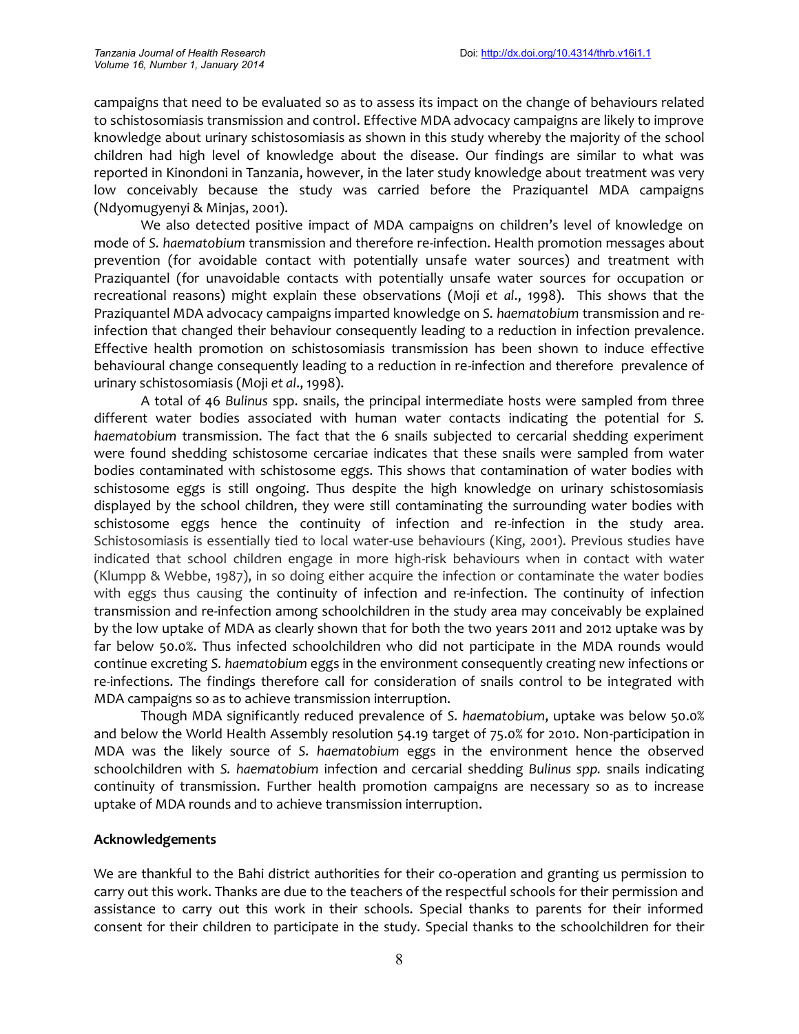campaigns that need to be evaluated so as to assess its impact on the change of behaviours related to schistosomiasis transmission and control. Effective MDA advocacy campaigns are likely to improve knowledge about urinary schistosomiasis as shown in this study whereby the majority of the school children had high level of knowledge about the disease. Our findings are similar to what was reported in Kinondoni in Tanzania, however, in the later study knowledge about treatment was very low conceivably because the study was carried before the Praziquantel MDA campaigns (Ndyomugyenyi & Minjas, 2001).

We also detected positive impact of MDA campaigns on children's level of knowledge on mode of *S. haematobium* transmission and therefore re-infection. Health promotion messages about prevention (for avoidable contact with potentially unsafe water sources) and treatment with Praziquantel (for unavoidable contacts with potentially unsafe water sources for occupation or recreational reasons) might explain these observations (Moji *et al*., 1998). This shows that the Praziquantel MDA advocacy campaigns imparted knowledge on *S. haematobium* transmission and re-infection that changed their behaviour consequently leading to a reduction in infection prevalence. Effective health promotion on schistosomiasis transmission has been shown to induce effective behavioural change consequently leading to a reduction in re-infection and therefore prevalence of urinary schistosomiasis (Moji *et al*., 1998).

A total of 46 *Bulinus* spp. snails, the principal intermediate hosts were sampled from three different water bodies associated with human water contacts indicating the potential for *S. haematobium* transmission. The fact that the 6 snails subjected to cercarial shedding experiment were found shedding schistosome cercariae indicates that these snails were sampled from water bodies contaminated with schistosome eggs. This shows that contamination of water bodies with schistosome eggs is still ongoing. Thus despite the high knowledge on urinary schistosomiasis displayed by the school children, they were still contaminating the surrounding water bodies with schistosome eggs hence the continuity of infection and re-infection in the study area. Schistosomiasis is essentially tied to local water-use behaviours (King, 2001). Previous studies have indicated that school children engage in more high-risk behaviours when in contact with water (Klumpp & Webbe, 1987), in so doing either acquire the infection or contaminate the water bodies with eggs thus causing the continuity of infection and re-infection. The continuity of infection transmission and re-infection among schoolchildren in the study area may conceivably be explained by the low uptake of MDA as clearly shown that for both the two years 2011 and 2012 uptake was by far below 50.0%. Thus infected schoolchildren who did not participate in the MDA rounds would continue excreting *S. haematobium* eggs in the environment consequently creating new infections or re-infections. The findings therefore call for consideration of snails control to be integrated with MDA campaigns so as to achieve transmission interruption.

Though MDA significantly reduced prevalence of *S. haematobium*, uptake was below 50.0% and below the World Health Assembly resolution 54.19 target of 75.0% for 2010. Non-participation in MDA was the likely source of *S. haematobium* eggs in the environment hence the observed schoolchildren with *S. haematobium* infection and cercarial shedding *Bulinus spp.* snails indicating continuity of transmission. Further health promotion campaigns are necessary so as to increase uptake of MDA rounds and to achieve transmission interruption.

## Acknowledgements

We are thankful to the Bahi district authorities for their co-operation and granting us permission to carry out this work. Thanks are due to the teachers of the respectful schools for their permission and assistance to carry out this work in their schools. Special thanks to parents for their informed consent for their children to participate in the study. Special thanks to the schoolchildren for their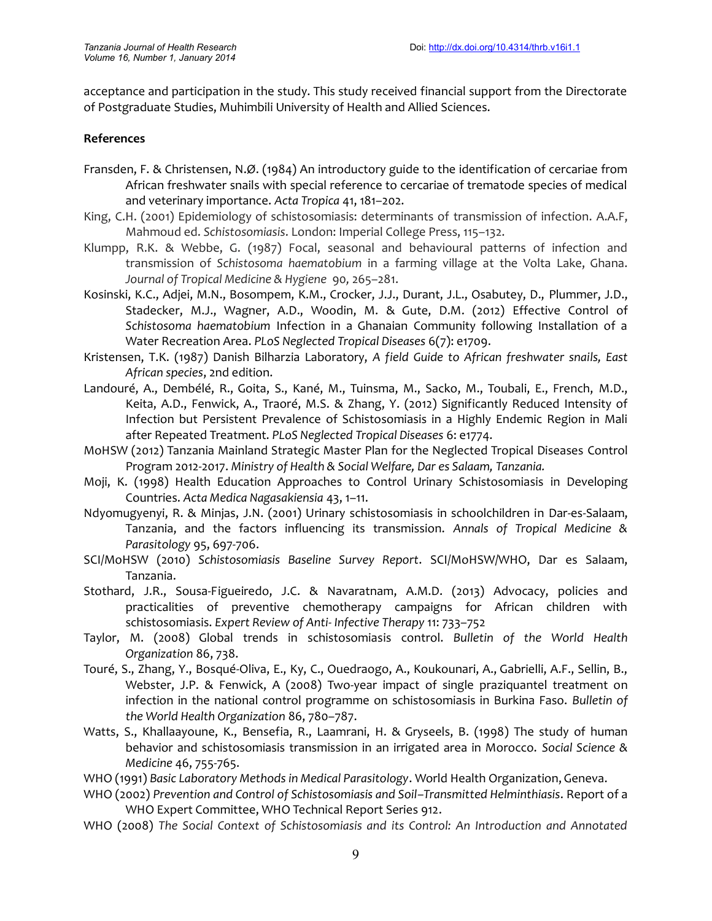acceptance and participation in the study. This study received financial support from the Directorate of Postgraduate Studies, Muhimbili University of Health and Allied Sciences.

**References**

Fransden, F. & Christensen, N.Ø. (1984) An introductory guide to the identification of cercariae from African freshwater snails with special reference to cercariae of trematode species of medical and veterinary importance. *Acta Tropica* 41, 181–202.

King, C.H. (2001) Epidemiology of schistosomiasis: determinants of transmission of infection. A.A.F, Mahmoud ed. *Schistosomiasis*. London: Imperial College Press, 115–132.

Klumpp, R.K. & Webbe, G. (1987) Focal, seasonal and behavioural patterns of infection and transmission of *Schistosoma haematobium* in a farming village at the Volta Lake, Ghana. *Journal of Tropical Medicine & Hygiene* 90, 265–281.

Kosinski, K.C., Adjei, M.N., Bosompem, K.M., Crocker, J.J., Durant, J.L., Osabutey, D., Plummer, J.D., Stadecker, M.J., Wagner, A.D., Woodin, M. & Gute, D.M. (2012) Effective Control of *Schistosoma haematobium* Infection in a Ghanaian Community following Installation of a Water Recreation Area. *PLoS Neglected Tropical Diseases* 6(7): e1709.

Kristensen, T.K. (1987) Danish Bilharzia Laboratory, *A field Guide to African freshwater snails, East African species*, 2nd edition.

Landouré, A., Dembélé, R., Goita, S., Kané, M., Tuinsma, M., Sacko, M., Toubali, E., French, M.D., Keita, A.D., Fenwick, A., Traoré, M.S. & Zhang, Y. (2012) Significantly Reduced Intensity of Infection but Persistent Prevalence of Schistosomiasis in a Highly Endemic Region in Mali after Repeated Treatment. *PLoS Neglected Tropical Diseases* 6: e1774.

MoHSW (2012) Tanzania Mainland Strategic Master Plan for the Neglected Tropical Diseases Control Program 2012-2017. *Ministry of Health & Social Welfare, Dar es Salaam, Tanzania.*

Moji, K. (1998) Health Education Approaches to Control Urinary Schistosomiasis in Developing Countries. *Acta Medica Nagasakiensia* 43, 1–11.

Ndyomugyenyi, R. & Minjas, J.N. (2001) Urinary schistosomiasis in schoolchildren in Dar-es-Salaam, Tanzania, and the factors influencing its transmission. *Annals of Tropical Medicine & Parasitology* 95, 697-706.

SCI/MoHSW (2010) *Schistosomiasis Baseline Survey Report*. SCI/MoHSW/WHO, Dar es Salaam, Tanzania.

Stothard, J.R., Sousa-Figueiredo, J.C. & Navaratnam, A.M.D. (2013) Advocacy, policies and practicalities of preventive chemotherapy campaigns for African children with schistosomiasis. *Expert Review of Anti- Infective Therapy* 11: 733–752

Taylor, M. (2008) Global trends in schistosomiasis control. *Bulletin of the World Health Organization* 86, 738.

Touré, S., Zhang, Y., Bosqué-Oliva, E., Ky, C., Ouedraogo, A., Koukounari, A., Gabrielli, A.F., Sellin, B., Webster, J.P. & Fenwick, A (2008) Two-year impact of single praziquantel treatment on infection in the national control programme on schistosomiasis in Burkina Faso. *Bulletin of the World Health Organization* 86, 780–787.

Watts, S., Khallaayoune, K., Bensefia, R., Laamrani, H. & Gryseels, B. (1998) The study of human behavior and schistosomiasis transmission in an irrigated area in Morocco. *Social Science & Medicine* 46, 755-765.

WHO (1991) *Basic Laboratory Methods in Medical Parasitology*. World Health Organization, Geneva.

WHO (2002) *Prevention and Control of Schistosomiasis and Soil–Transmitted Helminthiasis*. Report of a WHO Expert Committee, WHO Technical Report Series 912.

WHO (2008) *The Social Context of Schistosomiasis and its Control: An Introduction and Annotated*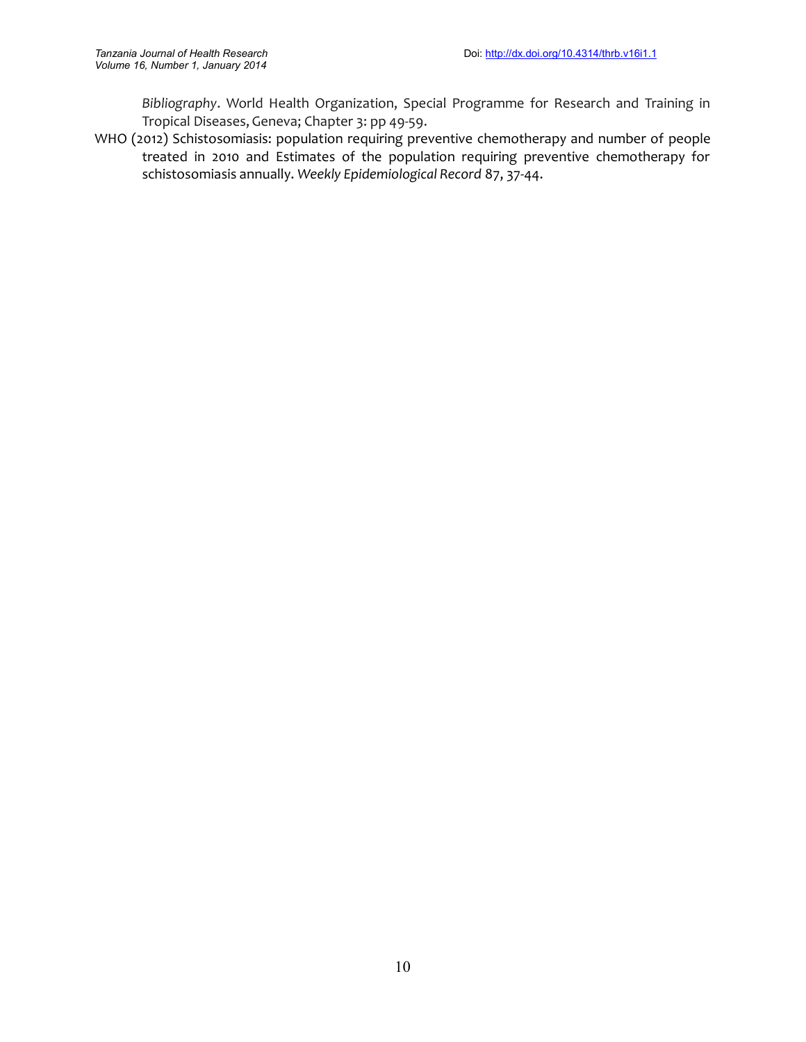*Bibliography*. World Health Organization, Special Programme for Research and Training in Tropical Diseases, Geneva; Chapter 3: pp 49-59.

WHO (2012) Schistosomiasis: population requiring preventive chemotherapy and number of people treated in 2010 and Estimates of the population requiring preventive chemotherapy for schistosomiasis annually. *Weekly Epidemiological Record* 87, 37-44.